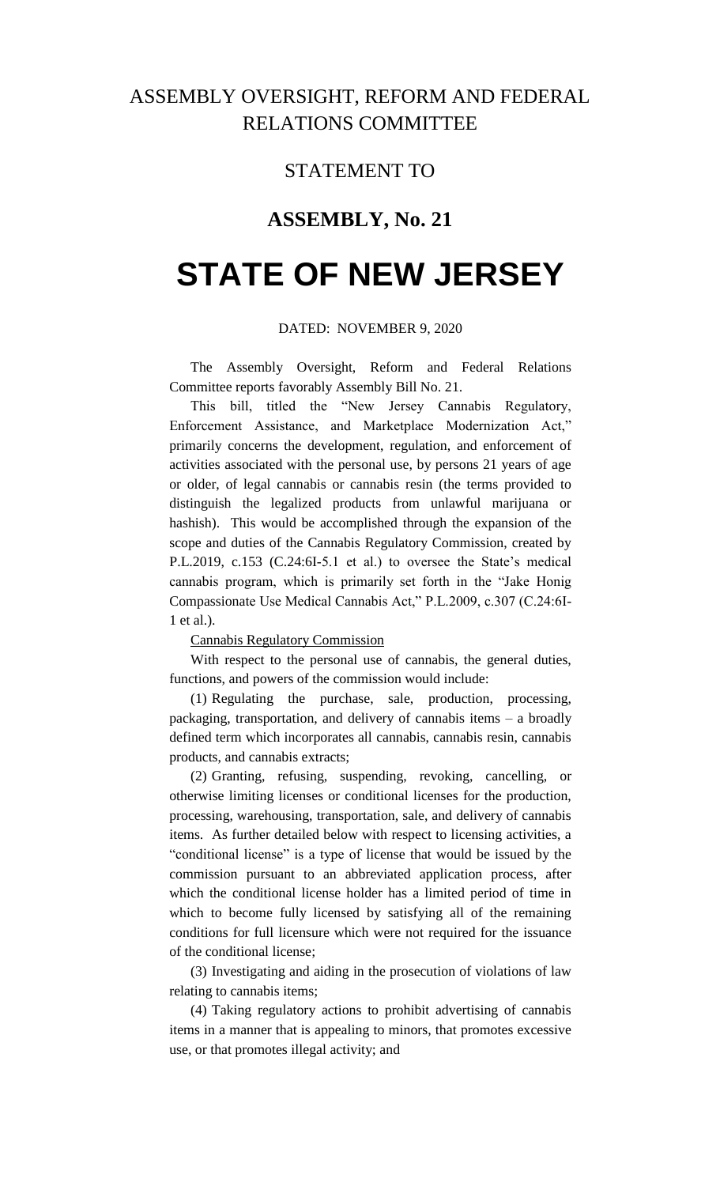# ASSEMBLY OVERSIGHT, REFORM AND FEDERAL RELATIONS COMMITTEE

## STATEMENT TO

## ASSEMBLY, No. 21

# STATE OF NEW JERSEY

DATED: NOVEMBER 9, 2020

The Assembly Oversight, Reform and Federal Relations Committee reports favorably Assembly Bill No. 21.

This bill, titled the "New Jersey Cannabis Regulatory, Enforcement Assistance, and Marketplace Modernization Act," primarily concerns the development, regulation, and enforcement of activities associated with the personal use, by persons 21 years of age or older, of legal cannabis or cannabis resin (the terms provided to distinguish the legalized products from unlawful marijuana or hashish). This would be accomplished through the expansion of the scope and duties of the Cannabis Regulatory Commission, created by P.L.2019, c.153 (C.24:6I-5.1 et al.) to oversee the State's medical cannabis program, which is primarily set forth in the "Jake Honig Compassionate Use Medical Cannabis Act," P.L.2009, c.307 (C.24:6I-1 et al.).

Cannabis Regulatory Commission

With respect to the personal use of cannabis, the general duties, functions, and powers of the commission would include:

(1) Regulating the purchase, sale, production, processing, packaging, transportation, and delivery of cannabis items – a broadly defined term which incorporates all cannabis, cannabis resin, cannabis products, and cannabis extracts;

(2) Granting, refusing, suspending, revoking, cancelling, or otherwise limiting licenses or conditional licenses for the production, processing, warehousing, transportation, sale, and delivery of cannabis items. As further detailed below with respect to licensing activities, a "conditional license" is a type of license that would be issued by the commission pursuant to an abbreviated application process, after which the conditional license holder has a limited period of time in which to become fully licensed by satisfying all of the remaining conditions for full licensure which were not required for the issuance of the conditional license;

(3) Investigating and aiding in the prosecution of violations of law relating to cannabis items;

(4) Taking regulatory actions to prohibit advertising of cannabis items in a manner that is appealing to minors, that promotes excessive use, or that promotes illegal activity; and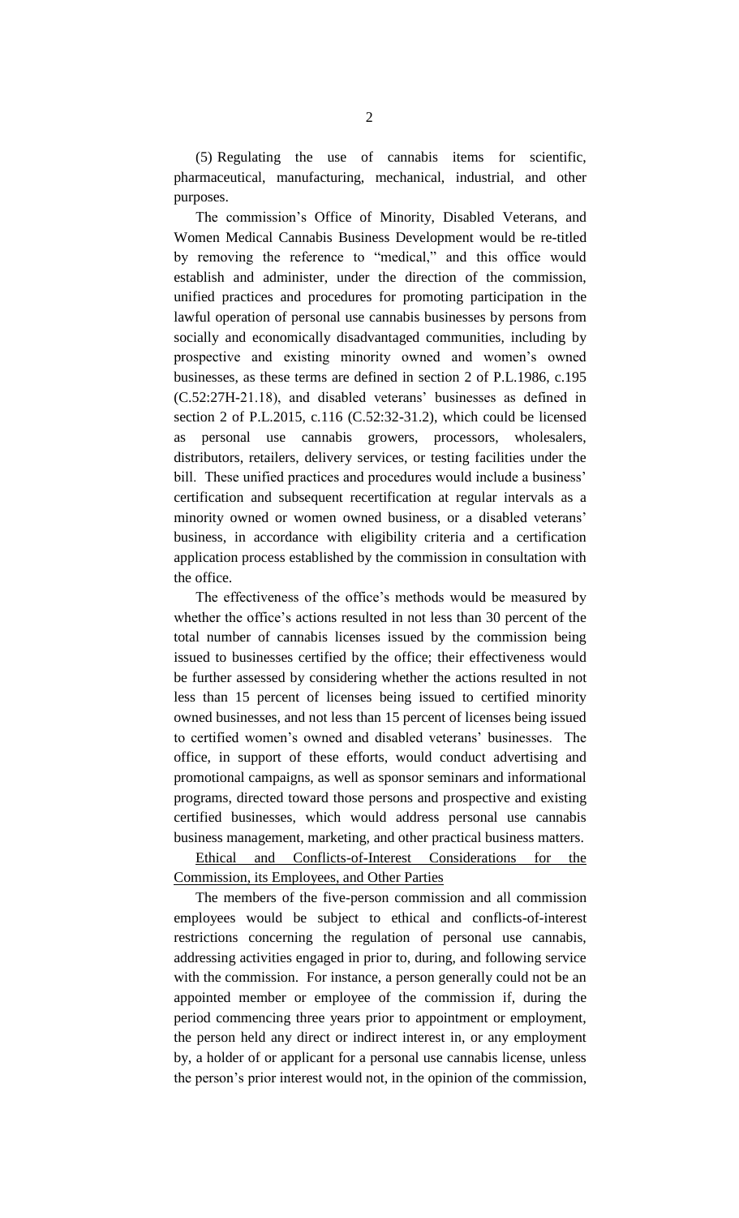(5) Regulating the use of cannabis items for scientific, pharmaceutical, manufacturing, mechanical, industrial, and other purposes.

The commission's Office of Minority, Disabled Veterans, and Women Medical Cannabis Business Development would be re-titled by removing the reference to "medical," and this office would establish and administer, under the direction of the commission, unified practices and procedures for promoting participation in the lawful operation of personal use cannabis businesses by persons from socially and economically disadvantaged communities, including by prospective and existing minority owned and women's owned businesses, as these terms are defined in section 2 of P.L.1986, c.195 (C.52:27H-21.18), and disabled veterans' businesses as defined in section 2 of P.L.2015, c.116 (C.52:32-31.2), which could be licensed as personal use cannabis growers, processors, wholesalers, distributors, retailers, delivery services, or testing facilities under the bill. These unified practices and procedures would include a business' certification and subsequent recertification at regular intervals as a minority owned or women owned business, or a disabled veterans' business, in accordance with eligibility criteria and a certification application process established by the commission in consultation with the office.

The effectiveness of the office's methods would be measured by whether the office's actions resulted in not less than 30 percent of the total number of cannabis licenses issued by the commission being issued to businesses certified by the office; their effectiveness would be further assessed by considering whether the actions resulted in not less than 15 percent of licenses being issued to certified minority owned businesses, and not less than 15 percent of licenses being issued to certified women's owned and disabled veterans' businesses. The office, in support of these efforts, would conduct advertising and promotional campaigns, as well as sponsor seminars and informational programs, directed toward those persons and prospective and existing certified businesses, which would address personal use cannabis business management, marketing, and other practical business matters.

Ethical and Conflicts-of-Interest Considerations for the Commission, its Employees, and Other Parties

The members of the five-person commission and all commission employees would be subject to ethical and conflicts-of-interest restrictions concerning the regulation of personal use cannabis, addressing activities engaged in prior to, during, and following service with the commission. For instance, a person generally could not be an appointed member or employee of the commission if, during the period commencing three years prior to appointment or employment, the person held any direct or indirect interest in, or any employment by, a holder of or applicant for a personal use cannabis license, unless the person's prior interest would not, in the opinion of the commission,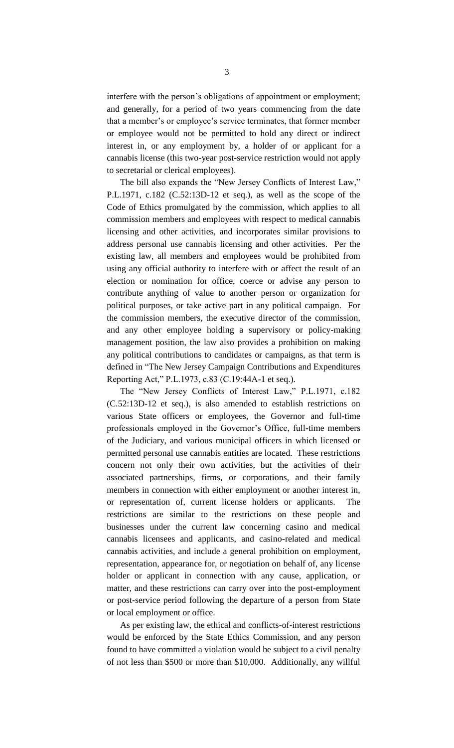interfere with the person's obligations of appointment or employment; and generally, for a period of two years commencing from the date that a member's or employee's service terminates, that former member or employee would not be permitted to hold any direct or indirect interest in, or any employment by, a holder of or applicant for a cannabis license (this two-year post-service restriction would not apply to secretarial or clerical employees).

The bill also expands the "New Jersey Conflicts of Interest Law," P.L.1971, c.182 (C.52:13D-12 et seq.), as well as the scope of the Code of Ethics promulgated by the commission, which applies to all commission members and employees with respect to medical cannabis licensing and other activities, and incorporates similar provisions to address personal use cannabis licensing and other activities. Per the existing law, all members and employees would be prohibited from using any official authority to interfere with or affect the result of an election or nomination for office, coerce or advise any person to contribute anything of value to another person or organization for political purposes, or take active part in any political campaign. For the commission members, the executive director of the commission, and any other employee holding a supervisory or policy-making management position, the law also provides a prohibition on making any political contributions to candidates or campaigns, as that term is defined in "The New Jersey Campaign Contributions and Expenditures Reporting Act," P.L.1973, c.83 (C.19:44A-1 et seq.).

The "New Jersey Conflicts of Interest Law," P.L.1971, c.182 (C.52:13D-12 et seq.), is also amended to establish restrictions on various State officers or employees, the Governor and full-time professionals employed in the Governor's Office, full-time members of the Judiciary, and various municipal officers in which licensed or permitted personal use cannabis entities are located. These restrictions concern not only their own activities, but the activities of their associated partnerships, firms, or corporations, and their family members in connection with either employment or another interest in, or representation of, current license holders or applicants. The restrictions are similar to the restrictions on these people and businesses under the current law concerning casino and medical cannabis licensees and applicants, and casino-related and medical cannabis activities, and include a general prohibition on employment, representation, appearance for, or negotiation on behalf of, any license holder or applicant in connection with any cause, application, or matter, and these restrictions can carry over into the post-employment or post-service period following the departure of a person from State or local employment or office.

As per existing law, the ethical and conflicts-of-interest restrictions would be enforced by the State Ethics Commission, and any person found to have committed a violation would be subject to a civil penalty of not less than $500 or more than $10,000. Additionally, any willful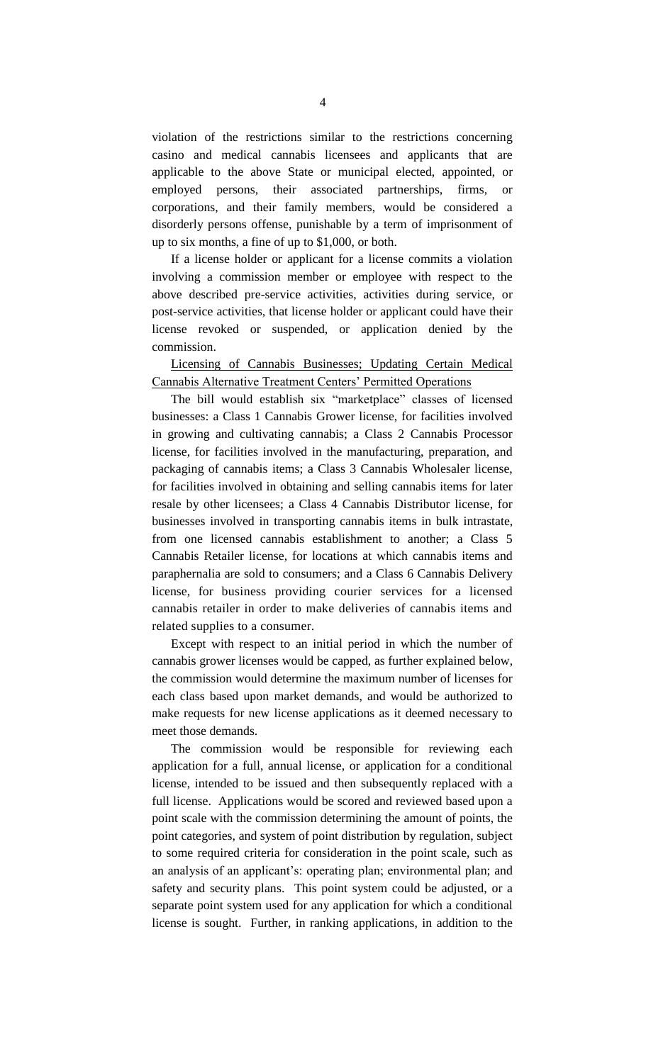violation of the restrictions similar to the restrictions concerning casino and medical cannabis licensees and applicants that are applicable to the above State or municipal elected, appointed, or employed persons, their associated partnerships, firms, or corporations, and their family members, would be considered a disorderly persons offense, punishable by a term of imprisonment of up to six months, a fine of up to $1,000, or both.

If a license holder or applicant for a license commits a violation involving a commission member or employee with respect to the above described pre-service activities, activities during service, or post-service activities, that license holder or applicant could have their license revoked or suspended, or application denied by the commission.

Licensing of Cannabis Businesses; Updating Certain Medical Cannabis Alternative Treatment Centers' Permitted Operations

The bill would establish six "marketplace" classes of licensed businesses: a Class 1 Cannabis Grower license, for facilities involved in growing and cultivating cannabis; a Class 2 Cannabis Processor license, for facilities involved in the manufacturing, preparation, and packaging of cannabis items; a Class 3 Cannabis Wholesaler license, for facilities involved in obtaining and selling cannabis items for later resale by other licensees; a Class 4 Cannabis Distributor license, for businesses involved in transporting cannabis items in bulk intrastate, from one licensed cannabis establishment to another; a Class 5 Cannabis Retailer license, for locations at which cannabis items and paraphernalia are sold to consumers; and a Class 6 Cannabis Delivery license, for business providing courier services for a licensed cannabis retailer in order to make deliveries of cannabis items and related supplies to a consumer.

Except with respect to an initial period in which the number of cannabis grower licenses would be capped, as further explained below, the commission would determine the maximum number of licenses for each class based upon market demands, and would be authorized to make requests for new license applications as it deemed necessary to meet those demands.

The commission would be responsible for reviewing each application for a full, annual license, or application for a conditional license, intended to be issued and then subsequently replaced with a full license. Applications would be scored and reviewed based upon a point scale with the commission determining the amount of points, the point categories, and system of point distribution by regulation, subject to some required criteria for consideration in the point scale, such as an analysis of an applicant's: operating plan; environmental plan; and safety and security plans. This point system could be adjusted, or a separate point system used for any application for which a conditional license is sought. Further, in ranking applications, in addition to the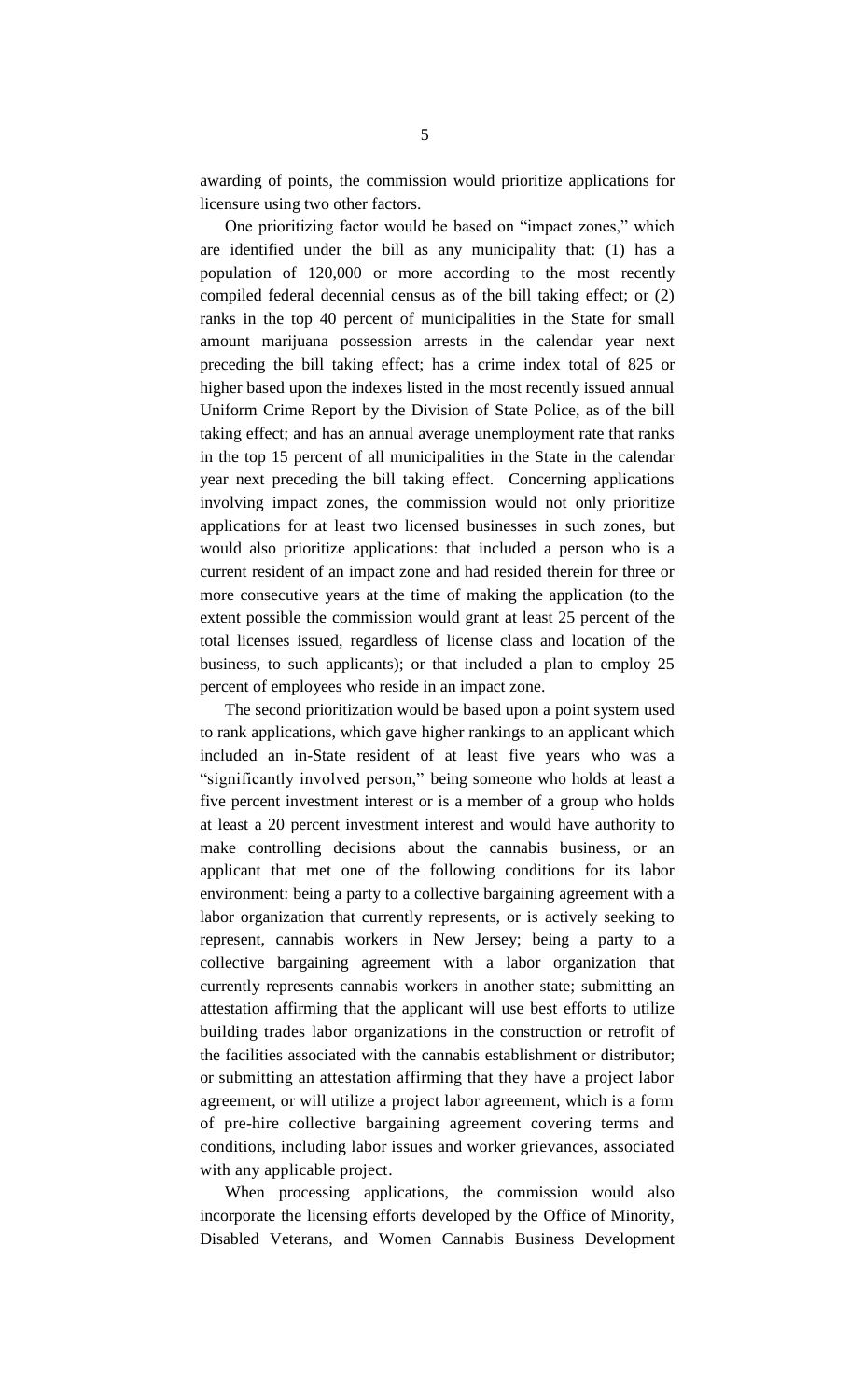awarding of points, the commission would prioritize applications for licensure using two other factors.

One prioritizing factor would be based on "impact zones," which are identified under the bill as any municipality that: (1) has a population of 120,000 or more according to the most recently compiled federal decennial census as of the bill taking effect; or (2) ranks in the top 40 percent of municipalities in the State for small amount marijuana possession arrests in the calendar year next preceding the bill taking effect; has a crime index total of 825 or higher based upon the indexes listed in the most recently issued annual Uniform Crime Report by the Division of State Police, as of the bill taking effect; and has an annual average unemployment rate that ranks in the top 15 percent of all municipalities in the State in the calendar year next preceding the bill taking effect. Concerning applications involving impact zones, the commission would not only prioritize applications for at least two licensed businesses in such zones, but would also prioritize applications: that included a person who is a current resident of an impact zone and had resided therein for three or more consecutive years at the time of making the application (to the extent possible the commission would grant at least 25 percent of the total licenses issued, regardless of license class and location of the business, to such applicants); or that included a plan to employ 25 percent of employees who reside in an impact zone.

The second prioritization would be based upon a point system used to rank applications, which gave higher rankings to an applicant which included an in-State resident of at least five years who was a "significantly involved person," being someone who holds at least a five percent investment interest or is a member of a group who holds at least a 20 percent investment interest and would have authority to make controlling decisions about the cannabis business, or an applicant that met one of the following conditions for its labor environment: being a party to a collective bargaining agreement with a labor organization that currently represents, or is actively seeking to represent, cannabis workers in New Jersey; being a party to a collective bargaining agreement with a labor organization that currently represents cannabis workers in another state; submitting an attestation affirming that the applicant will use best efforts to utilize building trades labor organizations in the construction or retrofit of the facilities associated with the cannabis establishment or distributor; or submitting an attestation affirming that they have a project labor agreement, or will utilize a project labor agreement, which is a form of pre-hire collective bargaining agreement covering terms and conditions, including labor issues and worker grievances, associated with any applicable project.

When processing applications, the commission would also incorporate the licensing efforts developed by the Office of Minority, Disabled Veterans, and Women Cannabis Business Development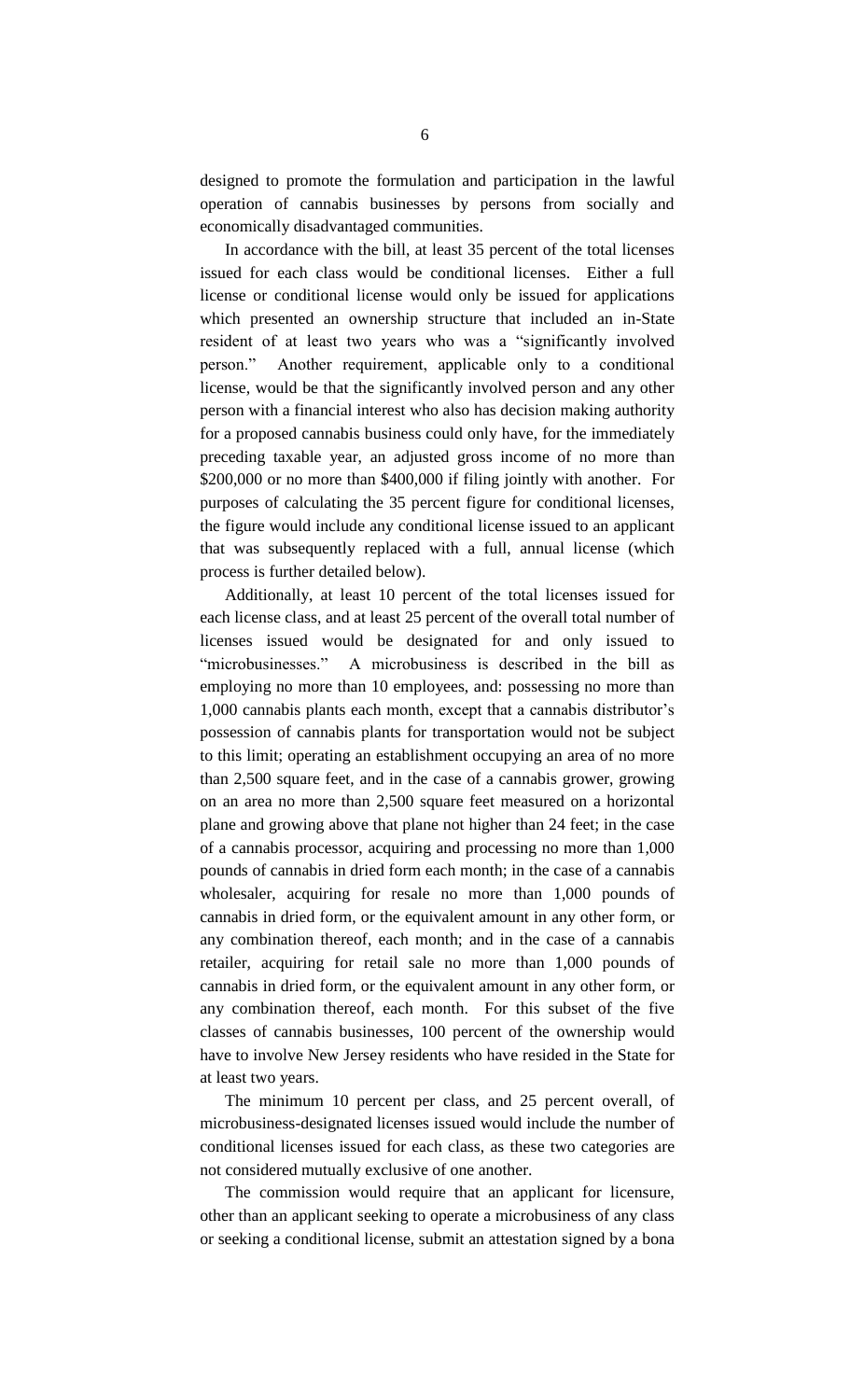designed to promote the formulation and participation in the lawful operation of cannabis businesses by persons from socially and economically disadvantaged communities.

In accordance with the bill, at least 35 percent of the total licenses issued for each class would be conditional licenses. Either a full license or conditional license would only be issued for applications which presented an ownership structure that included an in-State resident of at least two years who was a "significantly involved person." Another requirement, applicable only to a conditional license, would be that the significantly involved person and any other person with a financial interest who also has decision making authority for a proposed cannabis business could only have, for the immediately preceding taxable year, an adjusted gross income of no more than $200,000 or no more than $400,000 if filing jointly with another. For purposes of calculating the 35 percent figure for conditional licenses, the figure would include any conditional license issued to an applicant that was subsequently replaced with a full, annual license (which process is further detailed below).

Additionally, at least 10 percent of the total licenses issued for each license class, and at least 25 percent of the overall total number of licenses issued would be designated for and only issued to "microbusinesses." A microbusiness is described in the bill as employing no more than 10 employees, and: possessing no more than 1,000 cannabis plants each month, except that a cannabis distributor's possession of cannabis plants for transportation would not be subject to this limit; operating an establishment occupying an area of no more than 2,500 square feet, and in the case of a cannabis grower, growing on an area no more than 2,500 square feet measured on a horizontal plane and growing above that plane not higher than 24 feet; in the case of a cannabis processor, acquiring and processing no more than 1,000 pounds of cannabis in dried form each month; in the case of a cannabis wholesaler, acquiring for resale no more than 1,000 pounds of cannabis in dried form, or the equivalent amount in any other form, or any combination thereof, each month; and in the case of a cannabis retailer, acquiring for retail sale no more than 1,000 pounds of cannabis in dried form, or the equivalent amount in any other form, or any combination thereof, each month. For this subset of the five classes of cannabis businesses, 100 percent of the ownership would have to involve New Jersey residents who have resided in the State for at least two years.

The minimum 10 percent per class, and 25 percent overall, of microbusiness-designated licenses issued would include the number of conditional licenses issued for each class, as these two categories are not considered mutually exclusive of one another.

The commission would require that an applicant for licensure, other than an applicant seeking to operate a microbusiness of any class or seeking a conditional license, submit an attestation signed by a bona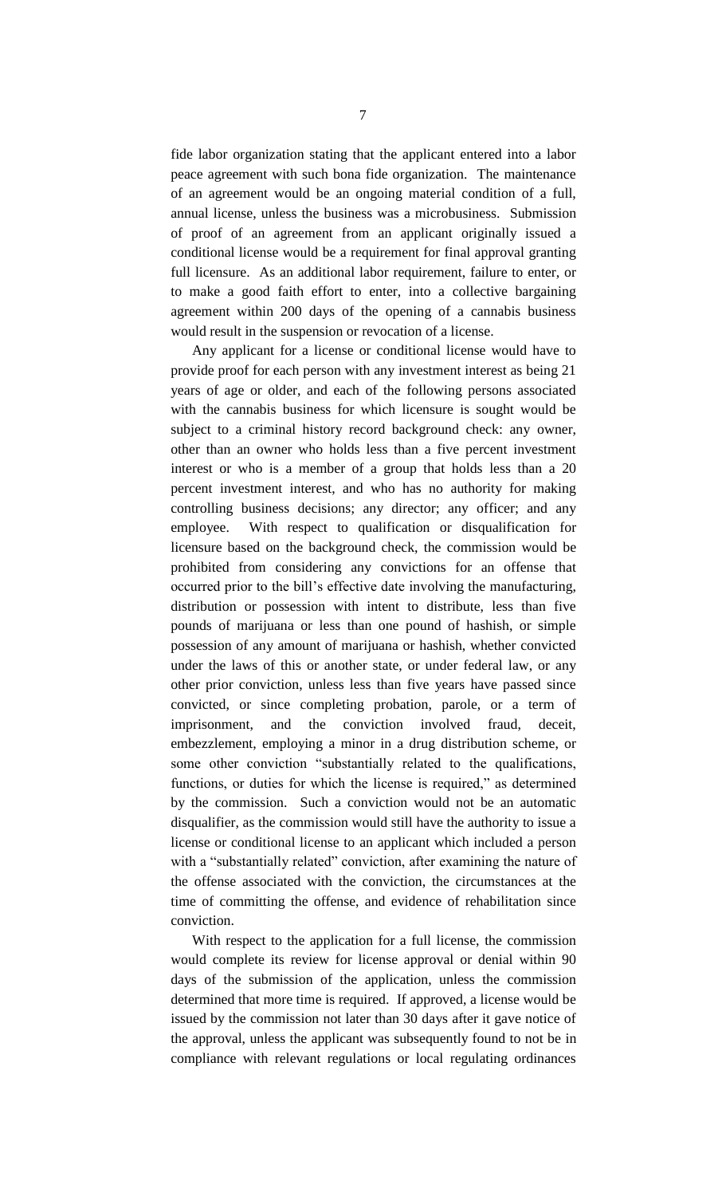fide labor organization stating that the applicant entered into a labor peace agreement with such bona fide organization. The maintenance of an agreement would be an ongoing material condition of a full, annual license, unless the business was a microbusiness. Submission of proof of an agreement from an applicant originally issued a conditional license would be a requirement for final approval granting full licensure. As an additional labor requirement, failure to enter, or to make a good faith effort to enter, into a collective bargaining agreement within 200 days of the opening of a cannabis business would result in the suspension or revocation of a license.

Any applicant for a license or conditional license would have to provide proof for each person with any investment interest as being 21 years of age or older, and each of the following persons associated with the cannabis business for which licensure is sought would be subject to a criminal history record background check: any owner, other than an owner who holds less than a five percent investment interest or who is a member of a group that holds less than a 20 percent investment interest, and who has no authority for making controlling business decisions; any director; any officer; and any employee. With respect to qualification or disqualification for licensure based on the background check, the commission would be prohibited from considering any convictions for an offense that occurred prior to the bill's effective date involving the manufacturing, distribution or possession with intent to distribute, less than five pounds of marijuana or less than one pound of hashish, or simple possession of any amount of marijuana or hashish, whether convicted under the laws of this or another state, or under federal law, or any other prior conviction, unless less than five years have passed since convicted, or since completing probation, parole, or a term of imprisonment, and the conviction involved fraud, deceit, embezzlement, employing a minor in a drug distribution scheme, or some other conviction "substantially related to the qualifications, functions, or duties for which the license is required," as determined by the commission. Such a conviction would not be an automatic disqualifier, as the commission would still have the authority to issue a license or conditional license to an applicant which included a person with a "substantially related" conviction, after examining the nature of the offense associated with the conviction, the circumstances at the time of committing the offense, and evidence of rehabilitation since conviction.

With respect to the application for a full license, the commission would complete its review for license approval or denial within 90 days of the submission of the application, unless the commission determined that more time is required. If approved, a license would be issued by the commission not later than 30 days after it gave notice of the approval, unless the applicant was subsequently found to not be in compliance with relevant regulations or local regulating ordinances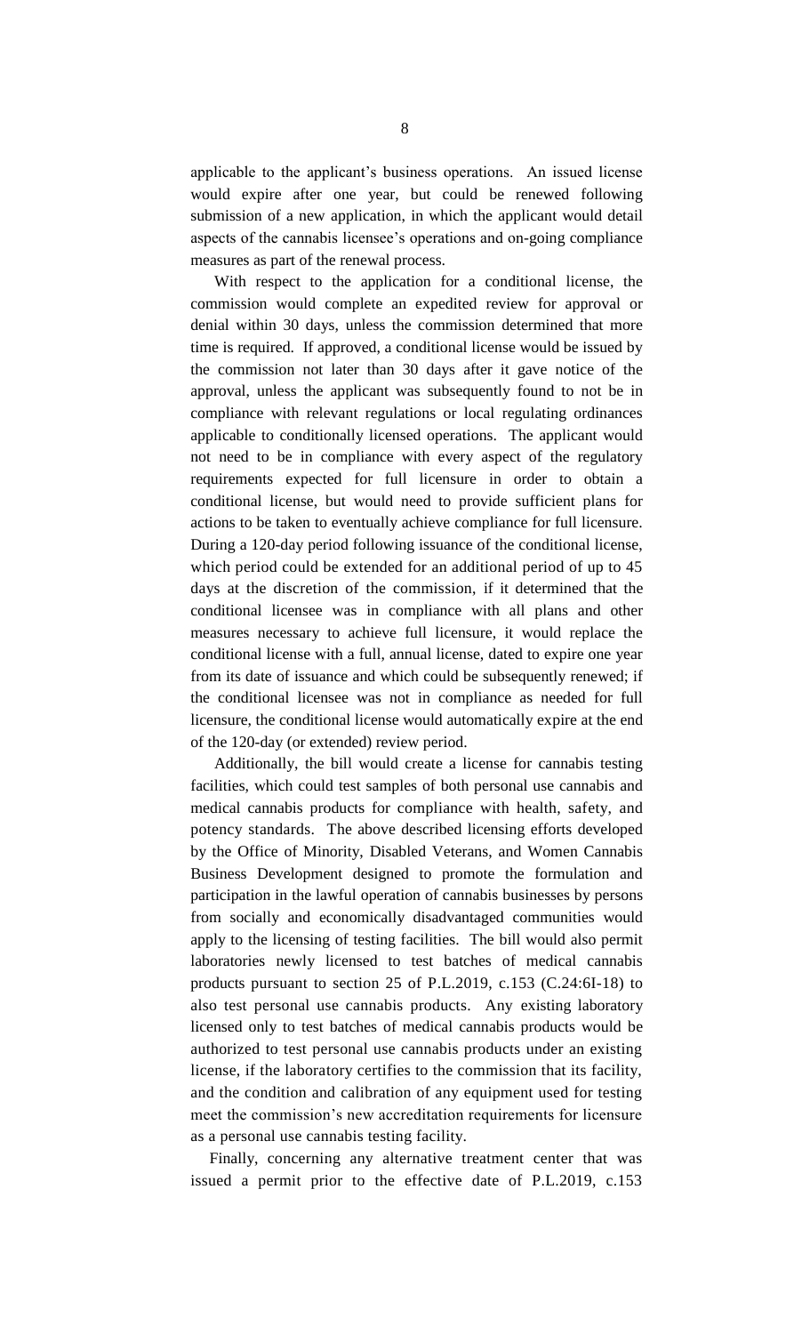applicable to the applicant's business operations. An issued license would expire after one year, but could be renewed following submission of a new application, in which the applicant would detail aspects of the cannabis licensee's operations and on-going compliance measures as part of the renewal process.

With respect to the application for a conditional license, the commission would complete an expedited review for approval or denial within 30 days, unless the commission determined that more time is required. If approved, a conditional license would be issued by the commission not later than 30 days after it gave notice of the approval, unless the applicant was subsequently found to not be in compliance with relevant regulations or local regulating ordinances applicable to conditionally licensed operations. The applicant would not need to be in compliance with every aspect of the regulatory requirements expected for full licensure in order to obtain a conditional license, but would need to provide sufficient plans for actions to be taken to eventually achieve compliance for full licensure. During a 120-day period following issuance of the conditional license, which period could be extended for an additional period of up to 45 days at the discretion of the commission, if it determined that the conditional licensee was in compliance with all plans and other measures necessary to achieve full licensure, it would replace the conditional license with a full, annual license, dated to expire one year from its date of issuance and which could be subsequently renewed; if the conditional licensee was not in compliance as needed for full licensure, the conditional license would automatically expire at the end of the 120-day (or extended) review period.

Additionally, the bill would create a license for cannabis testing facilities, which could test samples of both personal use cannabis and medical cannabis products for compliance with health, safety, and potency standards. The above described licensing efforts developed by the Office of Minority, Disabled Veterans, and Women Cannabis Business Development designed to promote the formulation and participation in the lawful operation of cannabis businesses by persons from socially and economically disadvantaged communities would apply to the licensing of testing facilities. The bill would also permit laboratories newly licensed to test batches of medical cannabis products pursuant to section 25 of P.L.2019, c.153 (C.24:6I-18) to also test personal use cannabis products. Any existing laboratory licensed only to test batches of medical cannabis products would be authorized to test personal use cannabis products under an existing license, if the laboratory certifies to the commission that its facility, and the condition and calibration of any equipment used for testing meet the commission's new accreditation requirements for licensure as a personal use cannabis testing facility.

Finally, concerning any alternative treatment center that was issued a permit prior to the effective date of P.L.2019, c.153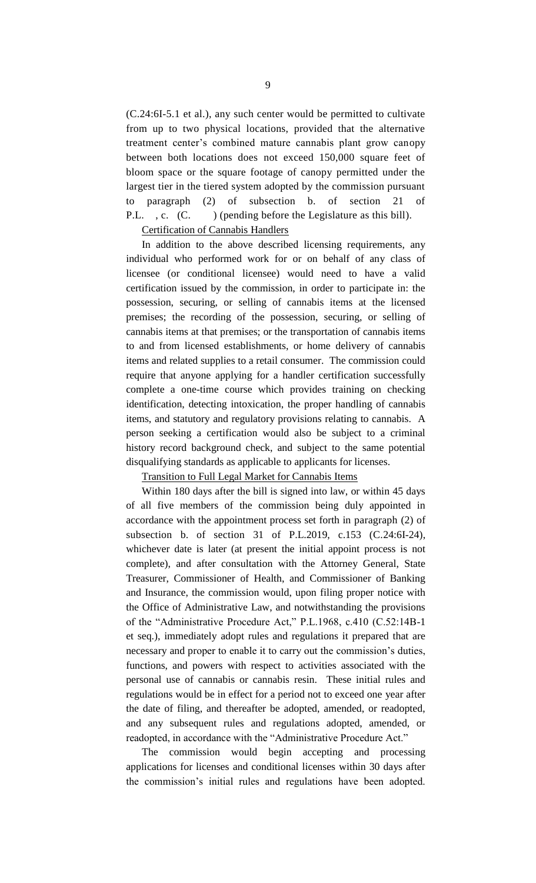(C.24:6I-5.1 et al.), any such center would be permitted to cultivate from up to two physical locations, provided that the alternative treatment center's combined mature cannabis plant grow canopy between both locations does not exceed 150,000 square feet of bloom space or the square footage of canopy permitted under the largest tier in the tiered system adopted by the commission pursuant to paragraph (2) of subsection b. of section 21 of P.L. , c. (C. ) (pending before the Legislature as this bill).

Certification of Cannabis Handlers

In addition to the above described licensing requirements, any individual who performed work for or on behalf of any class of licensee (or conditional licensee) would need to have a valid certification issued by the commission, in order to participate in: the possession, securing, or selling of cannabis items at the licensed premises; the recording of the possession, securing, or selling of cannabis items at that premises; or the transportation of cannabis items to and from licensed establishments, or home delivery of cannabis items and related supplies to a retail consumer. The commission could require that anyone applying for a handler certification successfully complete a one-time course which provides training on checking identification, detecting intoxication, the proper handling of cannabis items, and statutory and regulatory provisions relating to cannabis. A person seeking a certification would also be subject to a criminal history record background check, and subject to the same potential disqualifying standards as applicable to applicants for licenses.

Transition to Full Legal Market for Cannabis Items

Within 180 days after the bill is signed into law, or within 45 days of all five members of the commission being duly appointed in accordance with the appointment process set forth in paragraph (2) of subsection b. of section 31 of P.L.2019, c.153 (C.24:6I-24), whichever date is later (at present the initial appoint process is not complete), and after consultation with the Attorney General, State Treasurer, Commissioner of Health, and Commissioner of Banking and Insurance, the commission would, upon filing proper notice with the Office of Administrative Law, and notwithstanding the provisions of the "Administrative Procedure Act," P.L.1968, c.410 (C.52:14B-1 et seq.), immediately adopt rules and regulations it prepared that are necessary and proper to enable it to carry out the commission's duties, functions, and powers with respect to activities associated with the personal use of cannabis or cannabis resin. These initial rules and regulations would be in effect for a period not to exceed one year after the date of filing, and thereafter be adopted, amended, or readopted, and any subsequent rules and regulations adopted, amended, or readopted, in accordance with the "Administrative Procedure Act."

The commission would begin accepting and processing applications for licenses and conditional licenses within 30 days after the commission's initial rules and regulations have been adopted.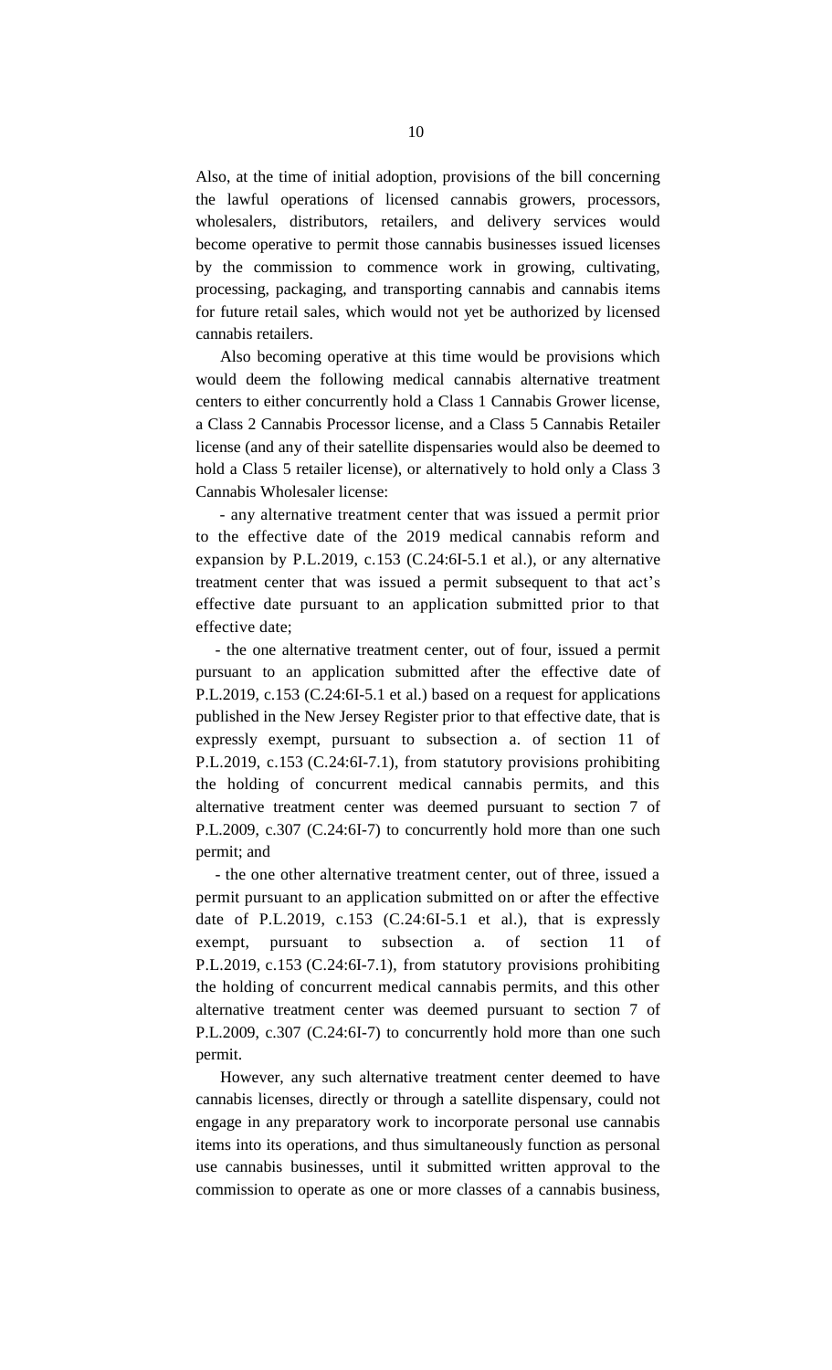Also, at the time of initial adoption, provisions of the bill concerning the lawful operations of licensed cannabis growers, processors, wholesalers, distributors, retailers, and delivery services would become operative to permit those cannabis businesses issued licenses by the commission to commence work in growing, cultivating, processing, packaging, and transporting cannabis and cannabis items for future retail sales, which would not yet be authorized by licensed cannabis retailers.

Also becoming operative at this time would be provisions which would deem the following medical cannabis alternative treatment centers to either concurrently hold a Class 1 Cannabis Grower license, a Class 2 Cannabis Processor license, and a Class 5 Cannabis Retailer license (and any of their satellite dispensaries would also be deemed to hold a Class 5 retailer license), or alternatively to hold only a Class 3 Cannabis Wholesaler license:

- any alternative treatment center that was issued a permit prior to the effective date of the 2019 medical cannabis reform and expansion by P.L.2019, c.153 (C.24:6I-5.1 et al.), or any alternative treatment center that was issued a permit subsequent to that act's effective date pursuant to an application submitted prior to that effective date;

- the one alternative treatment center, out of four, issued a permit pursuant to an application submitted after the effective date of P.L.2019, c.153 (C.24:6I-5.1 et al.) based on a request for applications published in the New Jersey Register prior to that effective date, that is expressly exempt, pursuant to subsection a. of section 11 of P.L.2019, c.153 (C.24:6I-7.1), from statutory provisions prohibiting the holding of concurrent medical cannabis permits, and this alternative treatment center was deemed pursuant to section 7 of P.L.2009, c.307 (C.24:6I-7) to concurrently hold more than one such permit; and

- the one other alternative treatment center, out of three, issued a permit pursuant to an application submitted on or after the effective date of P.L.2019, c.153 (C.24:6I-5.1 et al.), that is expressly exempt, pursuant to subsection a. of section 11 of P.L.2019, c.153 (C.24:6I-7.1), from statutory provisions prohibiting the holding of concurrent medical cannabis permits, and this other alternative treatment center was deemed pursuant to section 7 of P.L.2009, c.307 (C.24:6I-7) to concurrently hold more than one such permit.

However, any such alternative treatment center deemed to have cannabis licenses, directly or through a satellite dispensary, could not engage in any preparatory work to incorporate personal use cannabis items into its operations, and thus simultaneously function as personal use cannabis businesses, until it submitted written approval to the commission to operate as one or more classes of a cannabis business,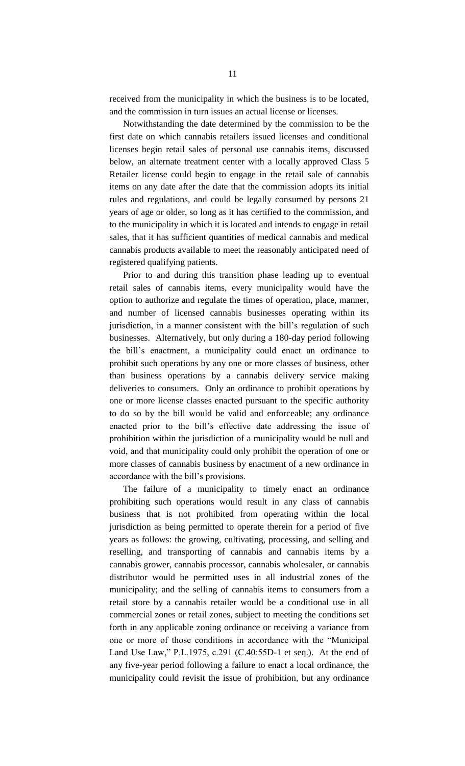received from the municipality in which the business is to be located, and the commission in turn issues an actual license or licenses.

Notwithstanding the date determined by the commission to be the first date on which cannabis retailers issued licenses and conditional licenses begin retail sales of personal use cannabis items, discussed below, an alternate treatment center with a locally approved Class 5 Retailer license could begin to engage in the retail sale of cannabis items on any date after the date that the commission adopts its initial rules and regulations, and could be legally consumed by persons 21 years of age or older, so long as it has certified to the commission, and to the municipality in which it is located and intends to engage in retail sales, that it has sufficient quantities of medical cannabis and medical cannabis products available to meet the reasonably anticipated need of registered qualifying patients.

Prior to and during this transition phase leading up to eventual retail sales of cannabis items, every municipality would have the option to authorize and regulate the times of operation, place, manner, and number of licensed cannabis businesses operating within its jurisdiction, in a manner consistent with the bill's regulation of such businesses. Alternatively, but only during a 180-day period following the bill's enactment, a municipality could enact an ordinance to prohibit such operations by any one or more classes of business, other than business operations by a cannabis delivery service making deliveries to consumers. Only an ordinance to prohibit operations by one or more license classes enacted pursuant to the specific authority to do so by the bill would be valid and enforceable; any ordinance enacted prior to the bill's effective date addressing the issue of prohibition within the jurisdiction of a municipality would be null and void, and that municipality could only prohibit the operation of one or more classes of cannabis business by enactment of a new ordinance in accordance with the bill's provisions.

The failure of a municipality to timely enact an ordinance prohibiting such operations would result in any class of cannabis business that is not prohibited from operating within the local jurisdiction as being permitted to operate therein for a period of five years as follows: the growing, cultivating, processing, and selling and reselling, and transporting of cannabis and cannabis items by a cannabis grower, cannabis processor, cannabis wholesaler, or cannabis distributor would be permitted uses in all industrial zones of the municipality; and the selling of cannabis items to consumers from a retail store by a cannabis retailer would be a conditional use in all commercial zones or retail zones, subject to meeting the conditions set forth in any applicable zoning ordinance or receiving a variance from one or more of those conditions in accordance with the "Municipal Land Use Law," P.L.1975, c.291 (C.40:55D-1 et seq.). At the end of any five-year period following a failure to enact a local ordinance, the municipality could revisit the issue of prohibition, but any ordinance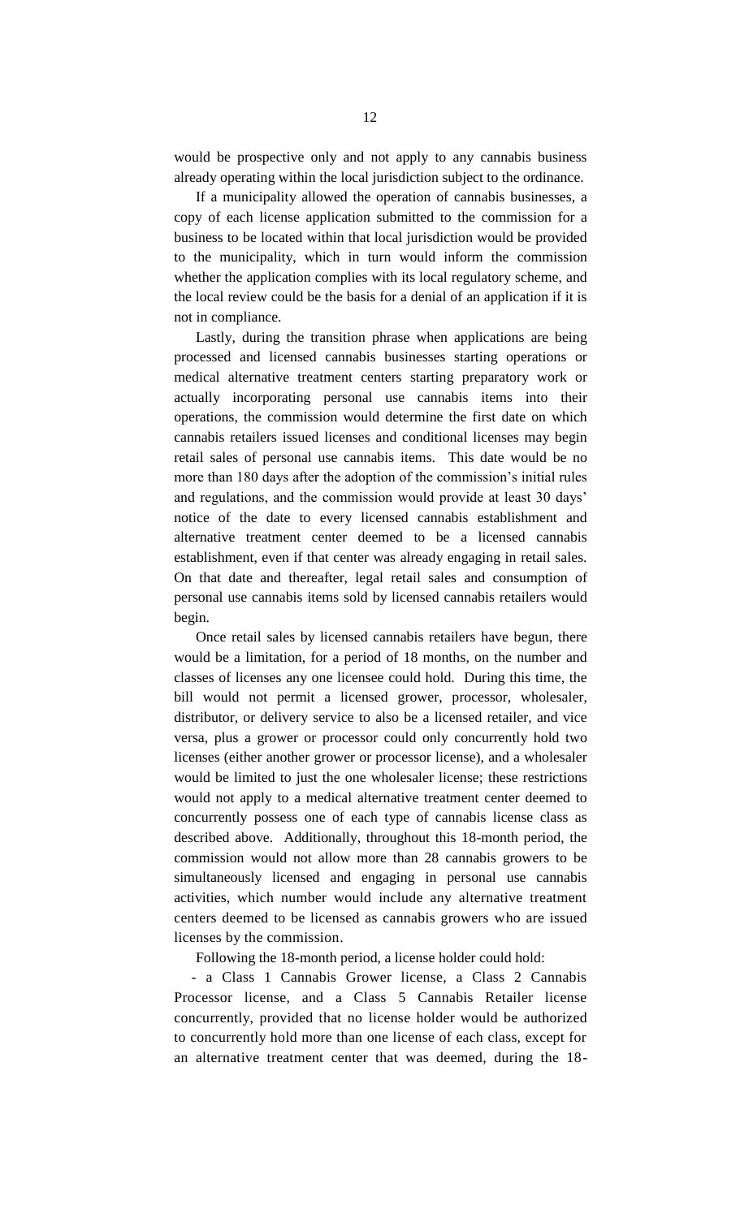would be prospective only and not apply to any cannabis business already operating within the local jurisdiction subject to the ordinance.

If a municipality allowed the operation of cannabis businesses, a copy of each license application submitted to the commission for a business to be located within that local jurisdiction would be provided to the municipality, which in turn would inform the commission whether the application complies with its local regulatory scheme, and the local review could be the basis for a denial of an application if it is not in compliance.

Lastly, during the transition phrase when applications are being processed and licensed cannabis businesses starting operations or medical alternative treatment centers starting preparatory work or actually incorporating personal use cannabis items into their operations, the commission would determine the first date on which cannabis retailers issued licenses and conditional licenses may begin retail sales of personal use cannabis items. This date would be no more than 180 days after the adoption of the commission's initial rules and regulations, and the commission would provide at least 30 days' notice of the date to every licensed cannabis establishment and alternative treatment center deemed to be a licensed cannabis establishment, even if that center was already engaging in retail sales. On that date and thereafter, legal retail sales and consumption of personal use cannabis items sold by licensed cannabis retailers would begin.

Once retail sales by licensed cannabis retailers have begun, there would be a limitation, for a period of 18 months, on the number and classes of licenses any one licensee could hold. During this time, the bill would not permit a licensed grower, processor, wholesaler, distributor, or delivery service to also be a licensed retailer, and vice versa, plus a grower or processor could only concurrently hold two licenses (either another grower or processor license), and a wholesaler would be limited to just the one wholesaler license; these restrictions would not apply to a medical alternative treatment center deemed to concurrently possess one of each type of cannabis license class as described above. Additionally, throughout this 18-month period, the commission would not allow more than 28 cannabis growers to be simultaneously licensed and engaging in personal use cannabis activities, which number would include any alternative treatment centers deemed to be licensed as cannabis growers who are issued licenses by the commission.

Following the 18-month period, a license holder could hold:

- a Class 1 Cannabis Grower license, a Class 2 Cannabis Processor license, and a Class 5 Cannabis Retailer license concurrently, provided that no license holder would be authorized to concurrently hold more than one license of each class, except for an alternative treatment center that was deemed, during the 18-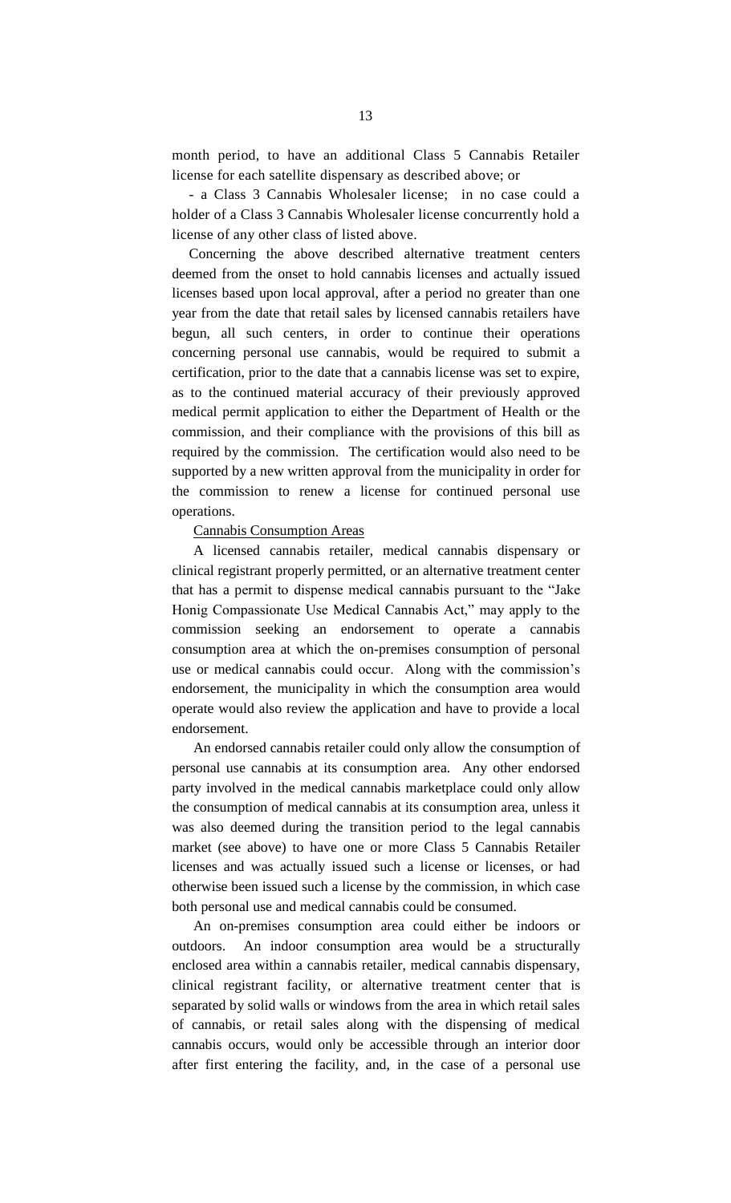month period, to have an additional Class 5 Cannabis Retailer license for each satellite dispensary as described above; or

- a Class 3 Cannabis Wholesaler license; in no case could a holder of a Class 3 Cannabis Wholesaler license concurrently hold a license of any other class of listed above.

Concerning the above described alternative treatment centers deemed from the onset to hold cannabis licenses and actually issued licenses based upon local approval, after a period no greater than one year from the date that retail sales by licensed cannabis retailers have begun, all such centers, in order to continue their operations concerning personal use cannabis, would be required to submit a certification, prior to the date that a cannabis license was set to expire, as to the continued material accuracy of their previously approved medical permit application to either the Department of Health or the commission, and their compliance with the provisions of this bill as required by the commission. The certification would also need to be supported by a new written approval from the municipality in order for the commission to renew a license for continued personal use operations.

Cannabis Consumption Areas

A licensed cannabis retailer, medical cannabis dispensary or clinical registrant properly permitted, or an alternative treatment center that has a permit to dispense medical cannabis pursuant to the "Jake Honig Compassionate Use Medical Cannabis Act," may apply to the commission seeking an endorsement to operate a cannabis consumption area at which the on-premises consumption of personal use or medical cannabis could occur. Along with the commission's endorsement, the municipality in which the consumption area would operate would also review the application and have to provide a local endorsement.

An endorsed cannabis retailer could only allow the consumption of personal use cannabis at its consumption area. Any other endorsed party involved in the medical cannabis marketplace could only allow the consumption of medical cannabis at its consumption area, unless it was also deemed during the transition period to the legal cannabis market (see above) to have one or more Class 5 Cannabis Retailer licenses and was actually issued such a license or licenses, or had otherwise been issued such a license by the commission, in which case both personal use and medical cannabis could be consumed.

An on-premises consumption area could either be indoors or outdoors. An indoor consumption area would be a structurally enclosed area within a cannabis retailer, medical cannabis dispensary, clinical registrant facility, or alternative treatment center that is separated by solid walls or windows from the area in which retail sales of cannabis, or retail sales along with the dispensing of medical cannabis occurs, would only be accessible through an interior door after first entering the facility, and, in the case of a personal use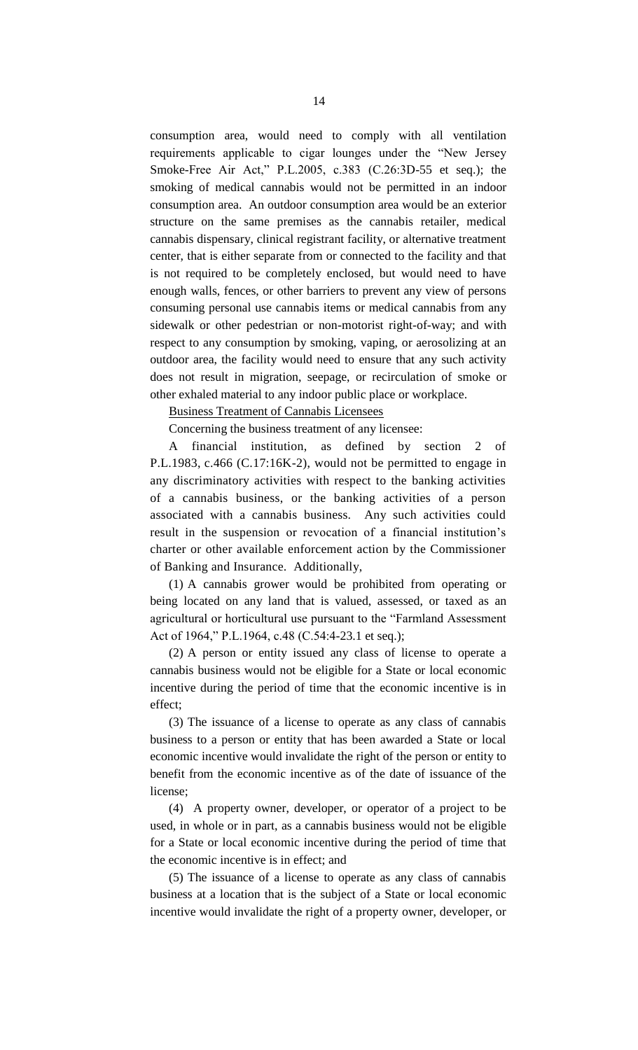consumption area, would need to comply with all ventilation requirements applicable to cigar lounges under the "New Jersey Smoke-Free Air Act," P.L.2005, c.383 (C.26:3D-55 et seq.); the smoking of medical cannabis would not be permitted in an indoor consumption area. An outdoor consumption area would be an exterior structure on the same premises as the cannabis retailer, medical cannabis dispensary, clinical registrant facility, or alternative treatment center, that is either separate from or connected to the facility and that is not required to be completely enclosed, but would need to have enough walls, fences, or other barriers to prevent any view of persons consuming personal use cannabis items or medical cannabis from any sidewalk or other pedestrian or non-motorist right-of-way; and with respect to any consumption by smoking, vaping, or aerosolizing at an outdoor area, the facility would need to ensure that any such activity does not result in migration, seepage, or recirculation of smoke or other exhaled material to any indoor public place or workplace.

Business Treatment of Cannabis Licensees

Concerning the business treatment of any licensee:

A financial institution, as defined by section 2 of P.L.1983, c.466 (C.17:16K-2), would not be permitted to engage in any discriminatory activities with respect to the banking activities of a cannabis business, or the banking activities of a person associated with a cannabis business. Any such activities could result in the suspension or revocation of a financial institution's charter or other available enforcement action by the Commissioner of Banking and Insurance. Additionally,

(1) A cannabis grower would be prohibited from operating or being located on any land that is valued, assessed, or taxed as an agricultural or horticultural use pursuant to the "Farmland Assessment Act of 1964," P.L.1964, c.48 (C.54:4-23.1 et seq.);

(2) A person or entity issued any class of license to operate a cannabis business would not be eligible for a State or local economic incentive during the period of time that the economic incentive is in effect;

(3) The issuance of a license to operate as any class of cannabis business to a person or entity that has been awarded a State or local economic incentive would invalidate the right of the person or entity to benefit from the economic incentive as of the date of issuance of the license;

(4) A property owner, developer, or operator of a project to be used, in whole or in part, as a cannabis business would not be eligible for a State or local economic incentive during the period of time that the economic incentive is in effect; and

(5) The issuance of a license to operate as any class of cannabis business at a location that is the subject of a State or local economic incentive would invalidate the right of a property owner, developer, or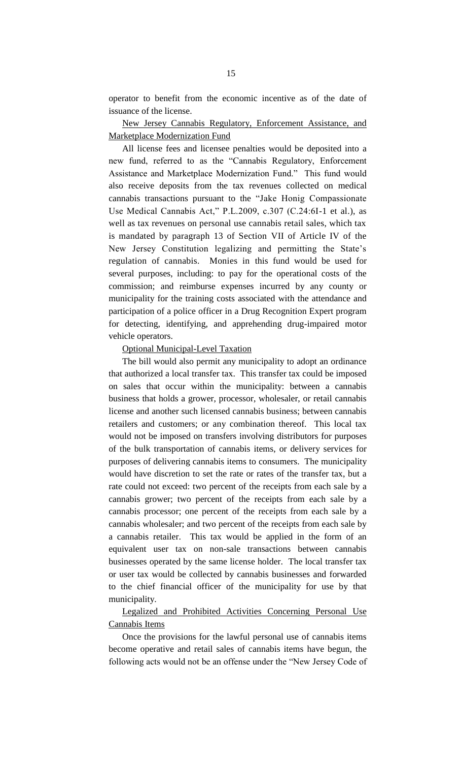operator to benefit from the economic incentive as of the date of issuance of the license.

New Jersey Cannabis Regulatory, Enforcement Assistance, and Marketplace Modernization Fund

All license fees and licensee penalties would be deposited into a new fund, referred to as the "Cannabis Regulatory, Enforcement Assistance and Marketplace Modernization Fund." This fund would also receive deposits from the tax revenues collected on medical cannabis transactions pursuant to the "Jake Honig Compassionate Use Medical Cannabis Act," P.L.2009, c.307 (C.24:6I-1 et al.), as well as tax revenues on personal use cannabis retail sales, which tax is mandated by paragraph 13 of Section VII of Article IV of the New Jersey Constitution legalizing and permitting the State's regulation of cannabis. Monies in this fund would be used for several purposes, including: to pay for the operational costs of the commission; and reimburse expenses incurred by any county or municipality for the training costs associated with the attendance and participation of a police officer in a Drug Recognition Expert program for detecting, identifying, and apprehending drug-impaired motor vehicle operators.

Optional Municipal-Level Taxation

The bill would also permit any municipality to adopt an ordinance that authorized a local transfer tax. This transfer tax could be imposed on sales that occur within the municipality: between a cannabis business that holds a grower, processor, wholesaler, or retail cannabis license and another such licensed cannabis business; between cannabis retailers and customers; or any combination thereof. This local tax would not be imposed on transfers involving distributors for purposes of the bulk transportation of cannabis items, or delivery services for purposes of delivering cannabis items to consumers. The municipality would have discretion to set the rate or rates of the transfer tax, but a rate could not exceed: two percent of the receipts from each sale by a cannabis grower; two percent of the receipts from each sale by a cannabis processor; one percent of the receipts from each sale by a cannabis wholesaler; and two percent of the receipts from each sale by a cannabis retailer. This tax would be applied in the form of an equivalent user tax on non-sale transactions between cannabis businesses operated by the same license holder. The local transfer tax or user tax would be collected by cannabis businesses and forwarded to the chief financial officer of the municipality for use by that municipality.

Legalized and Prohibited Activities Concerning Personal Use Cannabis Items

Once the provisions for the lawful personal use of cannabis items become operative and retail sales of cannabis items have begun, the following acts would not be an offense under the "New Jersey Code of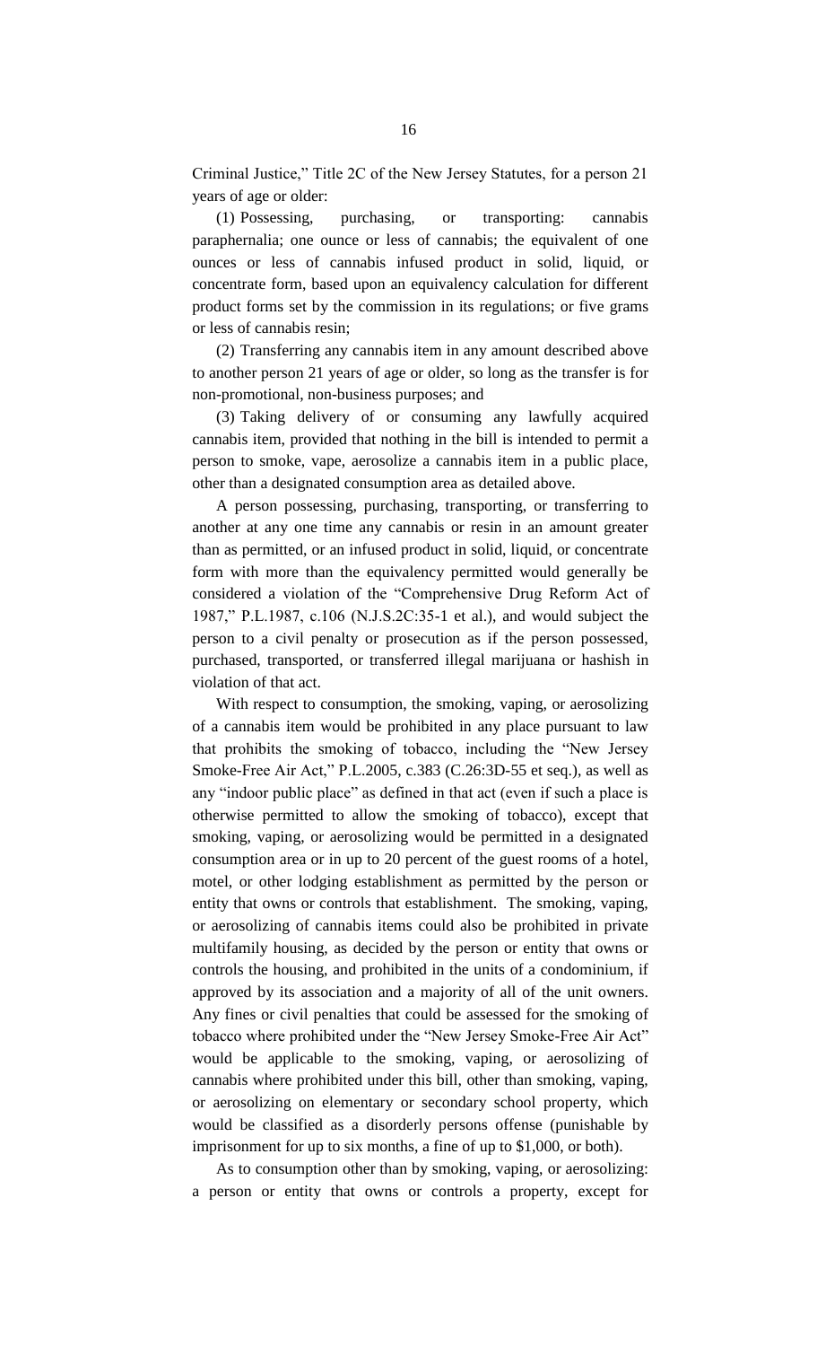Criminal Justice," Title 2C of the New Jersey Statutes, for a person 21 years of age or older:

(1) Possessing, purchasing, or transporting: cannabis paraphernalia; one ounce or less of cannabis; the equivalent of one ounces or less of cannabis infused product in solid, liquid, or concentrate form, based upon an equivalency calculation for different product forms set by the commission in its regulations; or five grams or less of cannabis resin;

(2) Transferring any cannabis item in any amount described above to another person 21 years of age or older, so long as the transfer is for non-promotional, non-business purposes; and

(3) Taking delivery of or consuming any lawfully acquired cannabis item, provided that nothing in the bill is intended to permit a person to smoke, vape, aerosolize a cannabis item in a public place, other than a designated consumption area as detailed above.

A person possessing, purchasing, transporting, or transferring to another at any one time any cannabis or resin in an amount greater than as permitted, or an infused product in solid, liquid, or concentrate form with more than the equivalency permitted would generally be considered a violation of the "Comprehensive Drug Reform Act of 1987," P.L.1987, c.106 (N.J.S.2C:35-1 et al.), and would subject the person to a civil penalty or prosecution as if the person possessed, purchased, transported, or transferred illegal marijuana or hashish in violation of that act.

With respect to consumption, the smoking, vaping, or aerosolizing of a cannabis item would be prohibited in any place pursuant to law that prohibits the smoking of tobacco, including the "New Jersey Smoke-Free Air Act," P.L.2005, c.383 (C.26:3D-55 et seq.), as well as any "indoor public place" as defined in that act (even if such a place is otherwise permitted to allow the smoking of tobacco), except that smoking, vaping, or aerosolizing would be permitted in a designated consumption area or in up to 20 percent of the guest rooms of a hotel, motel, or other lodging establishment as permitted by the person or entity that owns or controls that establishment. The smoking, vaping, or aerosolizing of cannabis items could also be prohibited in private multifamily housing, as decided by the person or entity that owns or controls the housing, and prohibited in the units of a condominium, if approved by its association and a majority of all of the unit owners. Any fines or civil penalties that could be assessed for the smoking of tobacco where prohibited under the "New Jersey Smoke-Free Air Act" would be applicable to the smoking, vaping, or aerosolizing of cannabis where prohibited under this bill, other than smoking, vaping, or aerosolizing on elementary or secondary school property, which would be classified as a disorderly persons offense (punishable by imprisonment for up to six months, a fine of up to $1,000, or both).

As to consumption other than by smoking, vaping, or aerosolizing: a person or entity that owns or controls a property, except for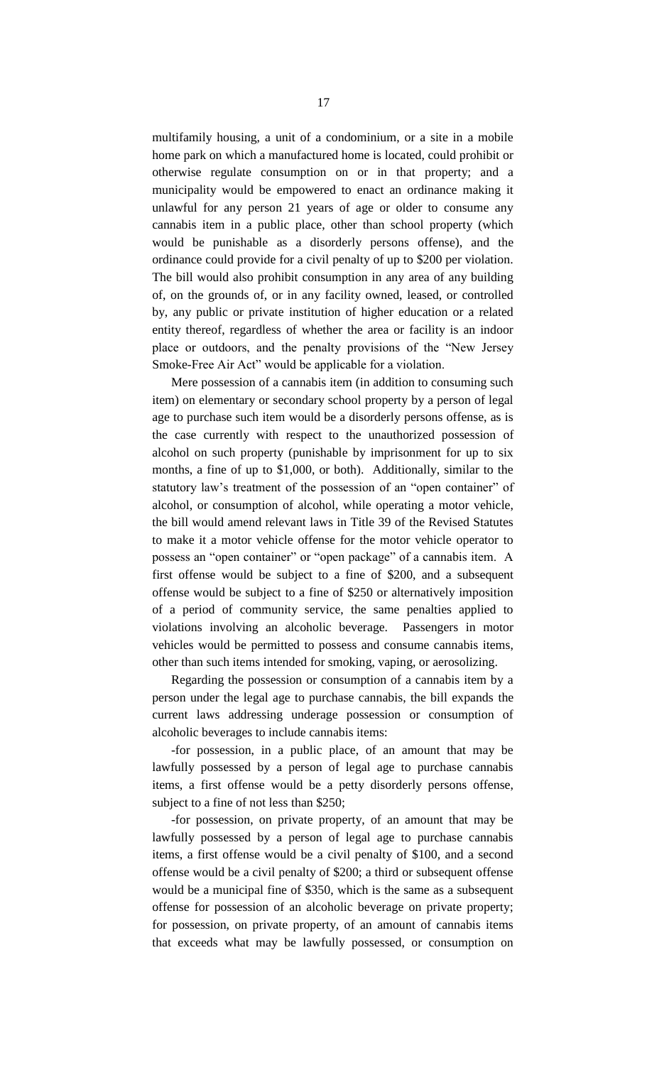multifamily housing, a unit of a condominium, or a site in a mobile home park on which a manufactured home is located, could prohibit or otherwise regulate consumption on or in that property; and a municipality would be empowered to enact an ordinance making it unlawful for any person 21 years of age or older to consume any cannabis item in a public place, other than school property (which would be punishable as a disorderly persons offense), and the ordinance could provide for a civil penalty of up to $200 per violation. The bill would also prohibit consumption in any area of any building of, on the grounds of, or in any facility owned, leased, or controlled by, any public or private institution of higher education or a related entity thereof, regardless of whether the area or facility is an indoor place or outdoors, and the penalty provisions of the "New Jersey Smoke-Free Air Act" would be applicable for a violation.

Mere possession of a cannabis item (in addition to consuming such item) on elementary or secondary school property by a person of legal age to purchase such item would be a disorderly persons offense, as is the case currently with respect to the unauthorized possession of alcohol on such property (punishable by imprisonment for up to six months, a fine of up to $1,000, or both). Additionally, similar to the statutory law's treatment of the possession of an "open container" of alcohol, or consumption of alcohol, while operating a motor vehicle, the bill would amend relevant laws in Title 39 of the Revised Statutes to make it a motor vehicle offense for the motor vehicle operator to possess an "open container" or "open package" of a cannabis item. A first offense would be subject to a fine of $200, and a subsequent offense would be subject to a fine of $250 or alternatively imposition of a period of community service, the same penalties applied to violations involving an alcoholic beverage. Passengers in motor vehicles would be permitted to possess and consume cannabis items, other than such items intended for smoking, vaping, or aerosolizing.

Regarding the possession or consumption of a cannabis item by a person under the legal age to purchase cannabis, the bill expands the current laws addressing underage possession or consumption of alcoholic beverages to include cannabis items:

-for possession, in a public place, of an amount that may be lawfully possessed by a person of legal age to purchase cannabis items, a first offense would be a petty disorderly persons offense, subject to a fine of not less than $250;

-for possession, on private property, of an amount that may be lawfully possessed by a person of legal age to purchase cannabis items, a first offense would be a civil penalty of $100, and a second offense would be a civil penalty of $200; a third or subsequent offense would be a municipal fine of $350, which is the same as a subsequent offense for possession of an alcoholic beverage on private property; for possession, on private property, of an amount of cannabis items that exceeds what may be lawfully possessed, or consumption on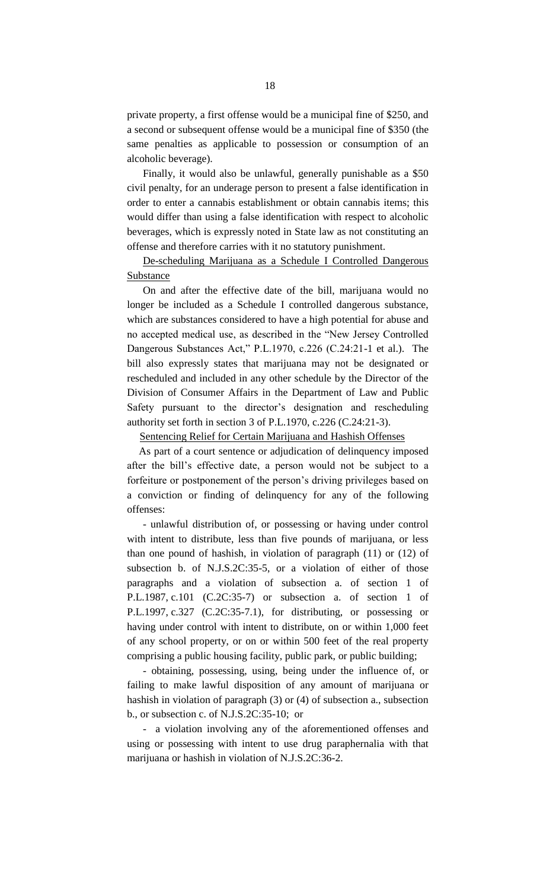private property, a first offense would be a municipal fine of $250, and a second or subsequent offense would be a municipal fine of $350 (the same penalties as applicable to possession or consumption of an alcoholic beverage).

Finally, it would also be unlawful, generally punishable as a $50 civil penalty, for an underage person to present a false identification in order to enter a cannabis establishment or obtain cannabis items; this would differ than using a false identification with respect to alcoholic beverages, which is expressly noted in State law as not constituting an offense and therefore carries with it no statutory punishment.

De-scheduling Marijuana as a Schedule I Controlled Dangerous Substance

On and after the effective date of the bill, marijuana would no longer be included as a Schedule I controlled dangerous substance, which are substances considered to have a high potential for abuse and no accepted medical use, as described in the "New Jersey Controlled Dangerous Substances Act," P.L.1970, c.226 (C.24:21-1 et al.). The bill also expressly states that marijuana may not be designated or rescheduled and included in any other schedule by the Director of the Division of Consumer Affairs in the Department of Law and Public Safety pursuant to the director's designation and rescheduling authority set forth in section 3 of P.L.1970, c.226 (C.24:21-3).

Sentencing Relief for Certain Marijuana and Hashish Offenses

As part of a court sentence or adjudication of delinquency imposed after the bill's effective date, a person would not be subject to a forfeiture or postponement of the person's driving privileges based on a conviction or finding of delinquency for any of the following offenses:

- unlawful distribution of, or possessing or having under control with intent to distribute, less than five pounds of marijuana, or less than one pound of hashish, in violation of paragraph (11) or (12) of subsection b. of N.J.S.2C:35-5, or a violation of either of those paragraphs and a violation of subsection a. of section 1 of P.L.1987, c.101 (C.2C:35-7) or subsection a. of section 1 of P.L.1997, c.327 (C.2C:35-7.1), for distributing, or possessing or having under control with intent to distribute, on or within 1,000 feet of any school property, or on or within 500 feet of the real property comprising a public housing facility, public park, or public building;

- obtaining, possessing, using, being under the influence of, or failing to make lawful disposition of any amount of marijuana or hashish in violation of paragraph (3) or (4) of subsection a., subsection b., or subsection c. of N.J.S.2C:35-10; or

- a violation involving any of the aforementioned offenses and using or possessing with intent to use drug paraphernalia with that marijuana or hashish in violation of N.J.S.2C:36-2.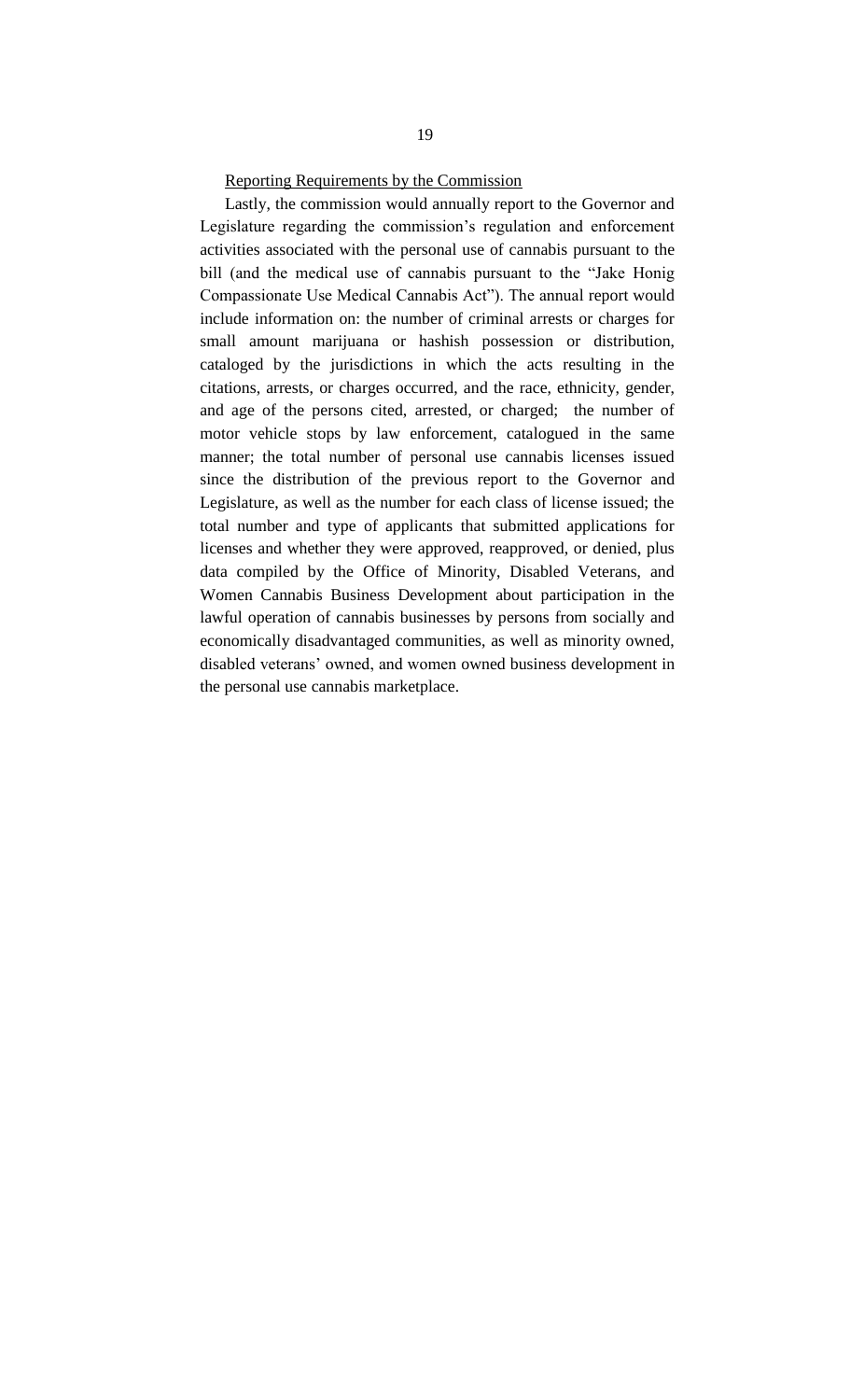Reporting Requirements by the Commission

Lastly, the commission would annually report to the Governor and Legislature regarding the commission's regulation and enforcement activities associated with the personal use of cannabis pursuant to the bill (and the medical use of cannabis pursuant to the "Jake Honig Compassionate Use Medical Cannabis Act"). The annual report would include information on: the number of criminal arrests or charges for small amount marijuana or hashish possession or distribution, cataloged by the jurisdictions in which the acts resulting in the citations, arrests, or charges occurred, and the race, ethnicity, gender, and age of the persons cited, arrested, or charged; the number of motor vehicle stops by law enforcement, catalogued in the same manner; the total number of personal use cannabis licenses issued since the distribution of the previous report to the Governor and Legislature, as well as the number for each class of license issued; the total number and type of applicants that submitted applications for licenses and whether they were approved, reapproved, or denied, plus data compiled by the Office of Minority, Disabled Veterans, and Women Cannabis Business Development about participation in the lawful operation of cannabis businesses by persons from socially and economically disadvantaged communities, as well as minority owned, disabled veterans' owned, and women owned business development in the personal use cannabis marketplace.